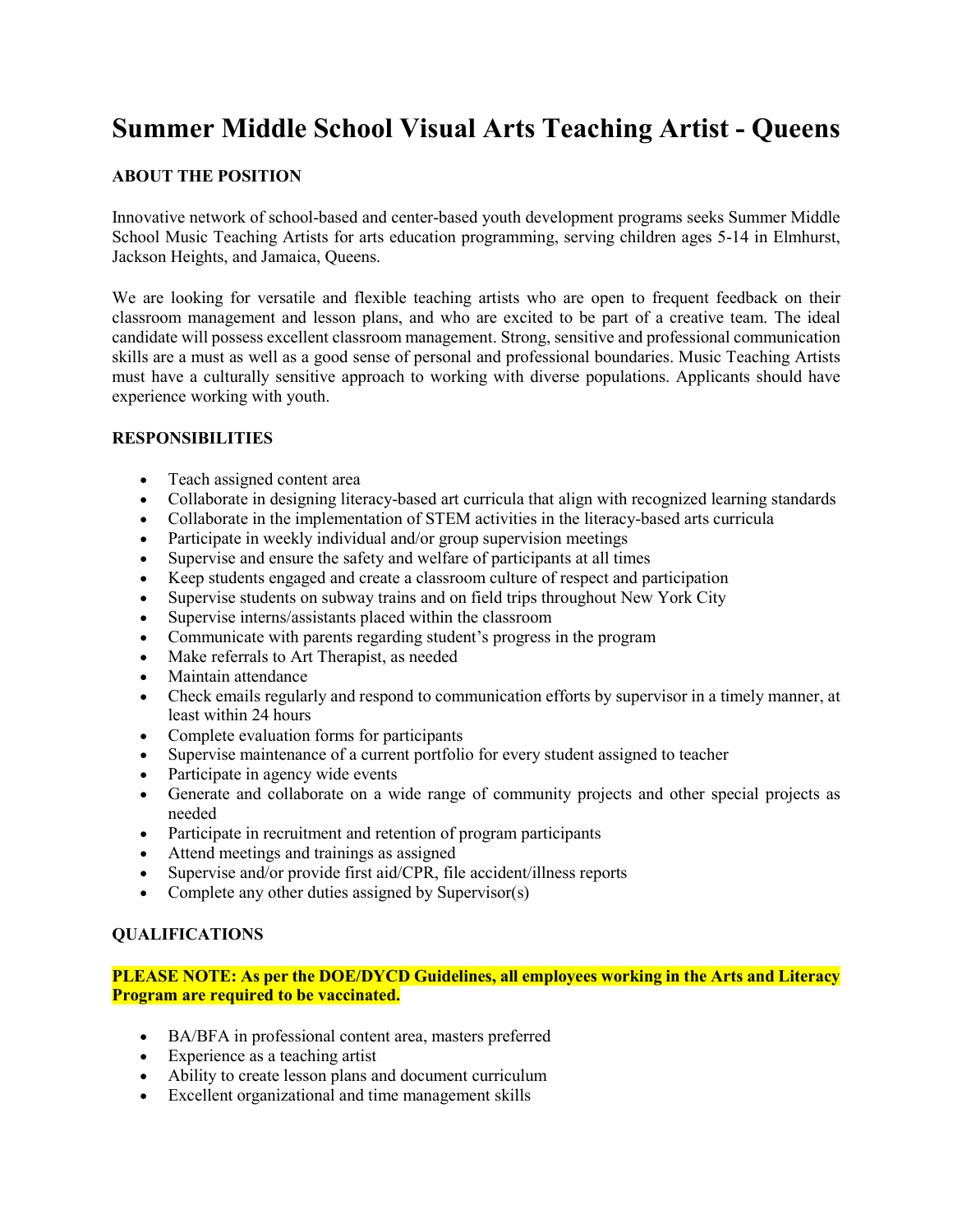# Summer Middle School Visual Arts Teaching Artist - Queens

**ABOUT THE POSITION**

Innovative network of school-based and center-based youth development programs seeks Summer Middle School Music Teaching Artists for arts education programming, serving children ages 5-14 in Elmhurst, Jackson Heights, and Jamaica, Queens.

We are looking for versatile and flexible teaching artists who are open to frequent feedback on their classroom management and lesson plans, and who are excited to be part of a creative team. The ideal candidate will possess excellent classroom management. Strong, sensitive and professional communication skills are a must as well as a good sense of personal and professional boundaries. Music Teaching Artists must have a culturally sensitive approach to working with diverse populations. Applicants should have experience working with youth.

**RESPONSIBILITIES**

- Teach assigned content area
- Collaborate in designing literacy-based art curricula that align with recognized learning standards
- Collaborate in the implementation of STEM activities in the literacy-based arts curricula
- Participate in weekly individual and/or group supervision meetings
- Supervise and ensure the safety and welfare of participants at all times
- Keep students engaged and create a classroom culture of respect and participation
- Supervise students on subway trains and on field trips throughout New York City
- Supervise interns/assistants placed within the classroom
- Communicate with parents regarding student's progress in the program
- Make referrals to Art Therapist, as needed
- Maintain attendance
- Check emails regularly and respond to communication efforts by supervisor in a timely manner, at least within 24 hours
- Complete evaluation forms for participants
- Supervise maintenance of a current portfolio for every student assigned to teacher
- Participate in agency wide events
- Generate and collaborate on a wide range of community projects and other special projects as needed
- Participate in recruitment and retention of program participants
- Attend meetings and trainings as assigned
- Supervise and/or provide first aid/CPR, file accident/illness reports
- Complete any other duties assigned by Supervisor(s)

**QUALIFICATIONS**

**PLEASE NOTE: As per the DOE/DYCD Guidelines, all employees working in the Arts and Literacy Program are required to be vaccinated.**

- BA/BFA in professional content area, masters preferred
- Experience as a teaching artist
- Ability to create lesson plans and document curriculum
- Excellent organizational and time management skills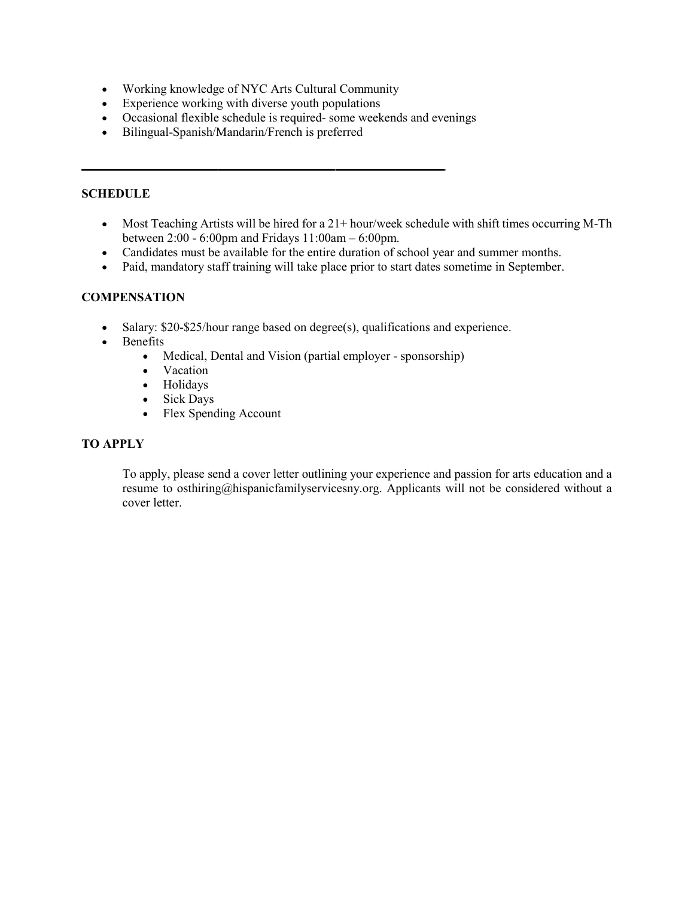- Working knowledge of NYC Arts Cultural Community
- Experience working with diverse youth populations
- Occasional flexible schedule is required- some weekends and evenings
- Bilingual-Spanish/Mandarin/French is preferred

---

**SCHEDULE**

- Most Teaching Artists will be hired for a 21+ hour/week schedule with shift times occurring M-Th between 2:00 - 6:00pm and Fridays 11:00am – 6:00pm.
- Candidates must be available for the entire duration of school year and summer months.
- Paid, mandatory staff training will take place prior to start dates sometime in September.

**COMPENSATION**

- Salary: $20-$25/hour range based on degree(s), qualifications and experience.
- Benefits
  - Medical, Dental and Vision (partial employer - sponsorship)
  - Vacation
  - Holidays
  - Sick Days
  - Flex Spending Account

**TO APPLY**

To apply, please send a cover letter outlining your experience and passion for arts education and a resume to osthiring@hispanicfamilyservicesny.org. Applicants will not be considered without a cover letter.